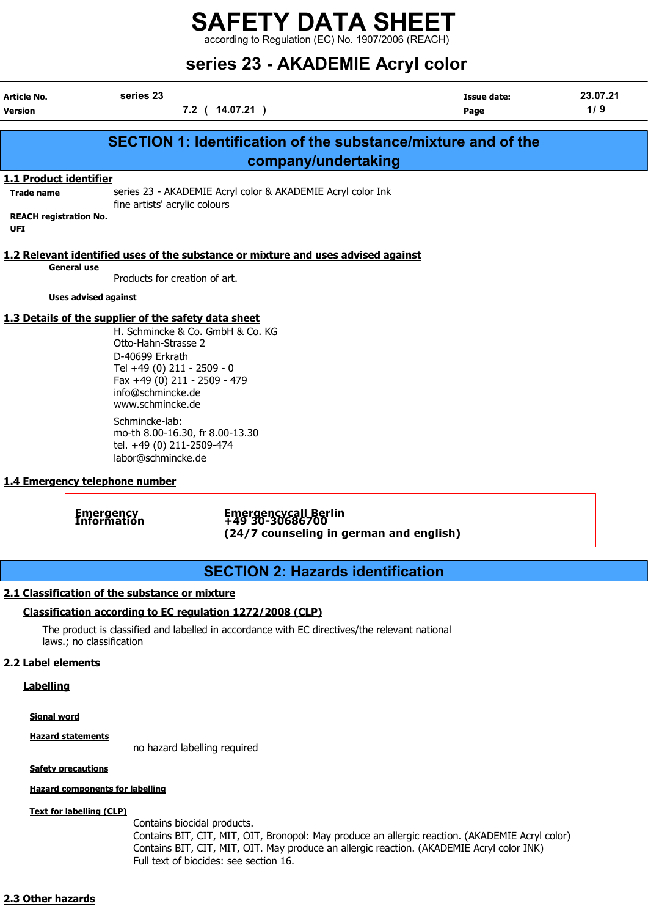# SAFETY DATA SHEET

according to Regulation (EC) No. 1907/2006 (REACH)

# series 23 - AKADEMIE Acryl color

| Article No. | series 23 | Issue date: | 23.07.21 |
|---|---|---|---|
| Version | 7.2 ( 14.07.21 ) | Page | 1/ 9 |

## SECTION 1: Identification of the substance/mixture and of the company/undertaking

### 1.1 Product identifier

**Trade name** series 23 - AKADEMIE Acryl color & AKADEMIE Acryl color Ink
fine artists' acrylic colours

**REACH registration No.**

**UFI**

### 1.2 Relevant identified uses of the substance or mixture and uses advised against

**General use**

Products for creation of art.

**Uses advised against**

### 1.3 Details of the supplier of the safety data sheet

H. Schmincke & Co. GmbH & Co. KG
Otto-Hahn-Strasse 2
D-40699 Erkrath
Tel +49 (0) 211 - 2509 - 0
Fax +49 (0) 211 - 2509 - 479
info@schmincke.de
www.schmincke.de

Schmincke-lab:
mo-th 8.00-16.30, fr 8.00-13.30
tel. +49 (0) 211-2509-474
labor@schmincke.de

### 1.4 Emergency telephone number

| Emergency Information | Emergencycall Berlin<br>+49 30-30686700<br>(24/7 counseling in german and english) |
|---|---|

## SECTION 2: Hazards identification

### 2.1 Classification of the substance or mixture

**Classification according to EC regulation 1272/2008 (CLP)**

The product is classified and labelled in accordance with EC directives/the relevant national laws.; no classification

### 2.2 Label elements

**Labelling**

**Signal word**

**Hazard statements**

no hazard labelling required

**Safety precautions**

**Hazard components for labelling**

**Text for labelling (CLP)**

Contains biocidal products.
Contains BIT, CIT, MIT, OIT, Bronopol: May produce an allergic reaction. (AKADEMIE Acryl color)
Contains BIT, CIT, MIT, OIT. May produce an allergic reaction. (AKADEMIE Acryl color INK)
Full text of biocides: see section 16.

### 2.3 Other hazards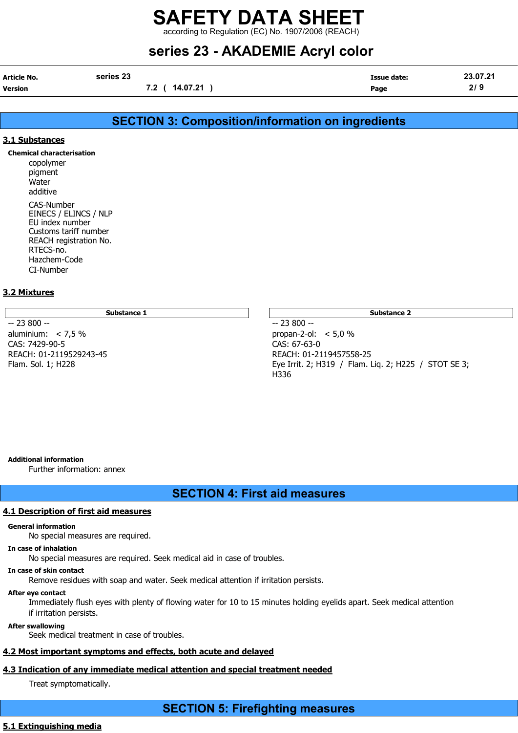## SECTION 3: Composition/information on ingredients

### 3.1 Substances

**Chemical characterisation**

copolymer
pigment
Water
additive

CAS-Number
EINECS / ELINCS / NLP
EU index number
Customs tariff number
REACH registration No.
RTECS-no.
Hazchem-Code
CI-Number

### 3.2 Mixtures

| Substance 1 | Substance 2 |
|---|---|
| -- 23 800 --<br>aluminium: < 7,5 %<br>CAS: 7429-90-5<br>REACH: 01-2119529243-45<br>Flam. Sol. 1; H228 | -- 23 800 --<br>propan-2-ol: < 5,0 %<br>CAS: 67-63-0<br>REACH: 01-2119457558-25<br>Eye Irrit. 2; H319 / Flam. Liq. 2; H225 / STOT SE 3; H336 |

**Additional information**

Further information: annex

## SECTION 4: First aid measures

### 4.1 Description of first aid measures

**General information**

No special measures are required.

**In case of inhalation**

No special measures are required. Seek medical aid in case of troubles.

**In case of skin contact**

Remove residues with soap and water. Seek medical attention if irritation persists.

**After eye contact**

Immediately flush eyes with plenty of flowing water for 10 to 15 minutes holding eyelids apart. Seek medical attention if irritation persists.

**After swallowing**

Seek medical treatment in case of troubles.

### 4.2 Most important symptoms and effects, both acute and delayed

### 4.3 Indication of any immediate medical attention and special treatment needed

Treat symptomatically.

## SECTION 5: Firefighting measures

### 5.1 Extinguishing media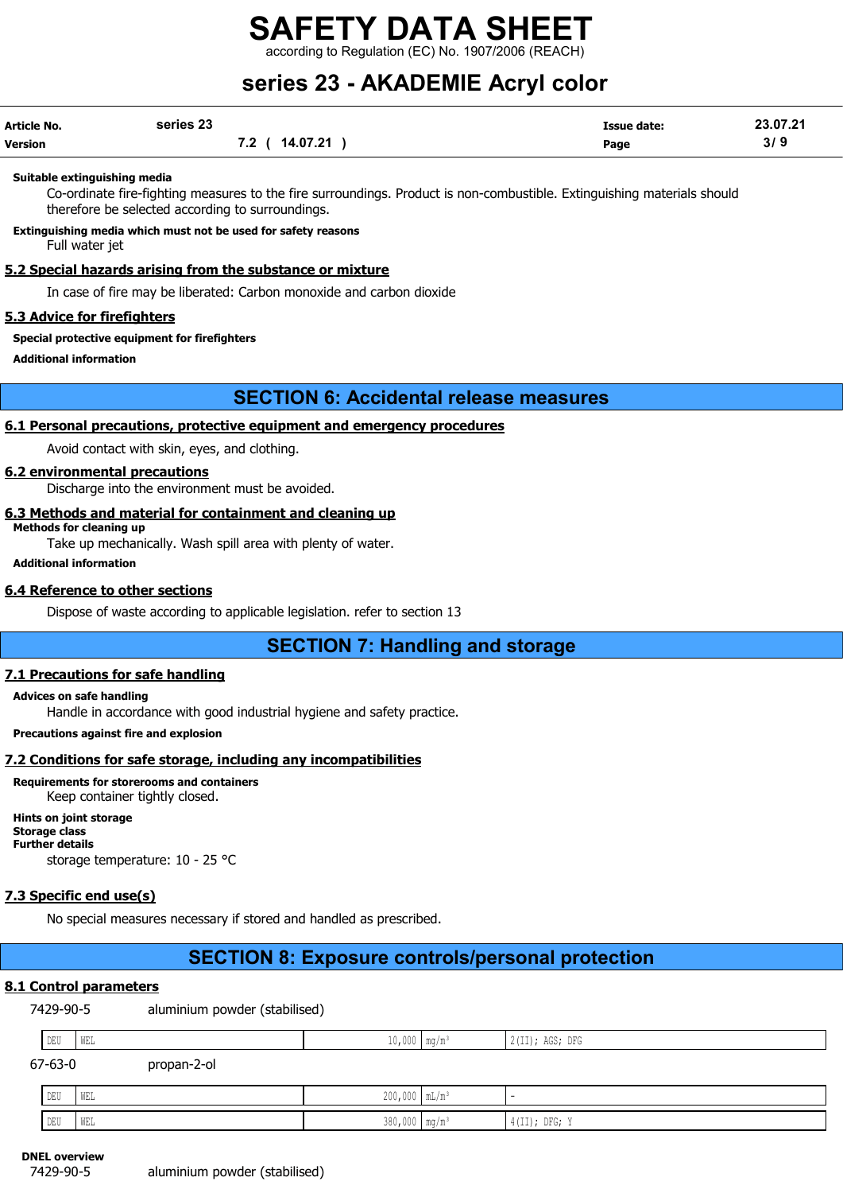**Suitable extinguishing media**

Co-ordinate fire-fighting measures to the fire surroundings. Product is non-combustible. Extinguishing materials should therefore be selected according to surroundings.

**Extinguishing media which must not be used for safety reasons**

Full water jet

### 5.2 Special hazards arising from the substance or mixture

In case of fire may be liberated: Carbon monoxide and carbon dioxide

### 5.3 Advice for firefighters

**Special protective equipment for firefighters**

**Additional information**

## SECTION 6: Accidental release measures

### 6.1 Personal precautions, protective equipment and emergency procedures

Avoid contact with skin, eyes, and clothing.

### 6.2 environmental precautions

Discharge into the environment must be avoided.

### 6.3 Methods and material for containment and cleaning up

**Methods for cleaning up**

Take up mechanically. Wash spill area with plenty of water.

**Additional information**

### 6.4 Reference to other sections

Dispose of waste according to applicable legislation. refer to section 13

## SECTION 7: Handling and storage

### 7.1 Precautions for safe handling

**Advices on safe handling**

Handle in accordance with good industrial hygiene and safety practice.

**Precautions against fire and explosion**

### 7.2 Conditions for safe storage, including any incompatibilities

**Requirements for storerooms and containers**

Keep container tightly closed.

**Hints on joint storage**

**Storage class**

**Further details**

storage temperature: 10 - 25 °C

### 7.3 Specific end use(s)

No special measures necessary if stored and handled as prescribed.

## SECTION 8: Exposure controls/personal protection

### 8.1 Control parameters

7429-90-5 aluminium powder (stabilised)

| | | | | |
|---|---|---|---|---|
| DEU | WEL | 10,000 | mg/m³ | 2(II); AGS; DFG |

67-63-0 propan-2-ol

| | | | | |
|---|---|---|---|---|
| DEU | WEL | 200,000 | mL/m³ | - |
| DEU | WEL | 380,000 | mg/m³ | 4(II); DFG; Y |

**DNEL overview**

7429-90-5 aluminium powder (stabilised)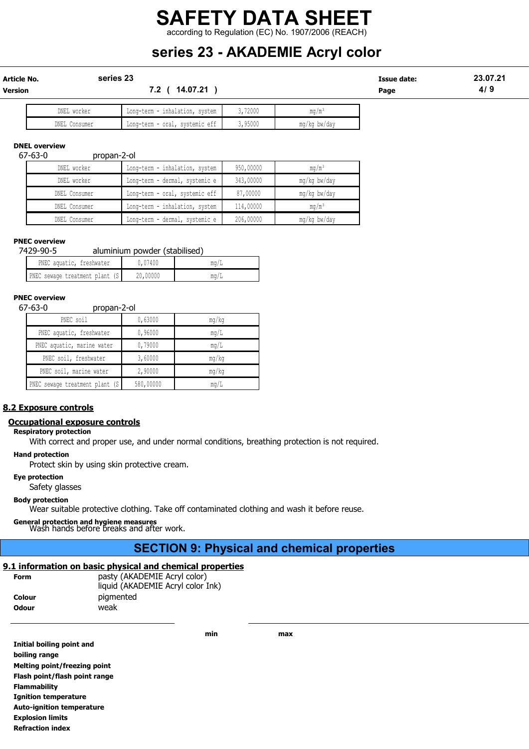| | | | |
|---|---|---|---|
| DNEL worker | Long-term - inhalation, system | 3,72000 | mg/m³ |
| DNEL Consumer | Long-term - oral, systemic eff | 3,95000 | mg/kg bw/day |

**DNEL overview**

67-63-0 propan-2-ol

| | | | |
|---|---|---|---|
| DNEL worker | Long-term - inhalation, system | 950,00000 | mg/m³ |
| DNEL worker | Long-term - dermal, systemic e | 343,00000 | mg/kg bw/day |
| DNEL Consumer | Long-term - oral, systemic eff | 87,00000 | mg/kg bw/day |
| DNEL Consumer | Long-term - inhalation, system | 114,00000 | mg/m³ |
| DNEL Consumer | Long-term - dermal, systemic e | 206,00000 | mg/kg bw/day |

**PNEC overview**

7429-90-5 aluminium powder (stabilised)

| | | |
|---|---|---|
| PNEC aquatic, freshwater | 0,07400 | mg/L |
| PNEC sewage treatment plant (S | 20,00000 | mg/L |

**PNEC overview**

67-63-0 propan-2-ol

| | | |
|---|---|---|
| PNEC soil | 0,63000 | mg/kg |
| PNEC aquatic, freshwater | 0,96000 | mg/L |
| PNEC aquatic, marine water | 0,79000 | mg/L |
| PNEC soil, freshwater | 3,60000 | mg/kg |
| PNEC soil, marine water | 2,90000 | mg/kg |
| PNEC sewage treatment plant (S | 580,00000 | mg/L |

## 8.2 Exposure controls

### Occupational exposure controls

**Respiratory protection**

With correct and proper use, and under normal conditions, breathing protection is not required.

**Hand protection**

Protect skin by using skin protective cream.

**Eye protection**

Safety glasses

**Body protection**

Wear suitable protective clothing. Take off contaminated clothing and wash it before reuse.

**General protection and hygiene measures**

Wash hands before breaks and after work.

# SECTION 9: Physical and chemical properties

## 9.1 information on basic physical and chemical properties

**Form** pasty (AKADEMIE Acryl color)
liquid (AKADEMIE Acryl color Ink)

**Colour** pigmented

**Odour** weak

| | min | max |
|---|---|---|
| **Initial boiling point and boiling range** | | |
| **Melting point/freezing point** | | |
| **Flash point/flash point range** | | |
| **Flammability** | | |
| **Ignition temperature** | | |
| **Auto-ignition temperature** | | |
| **Explosion limits** | | |
| **Refraction index** | | |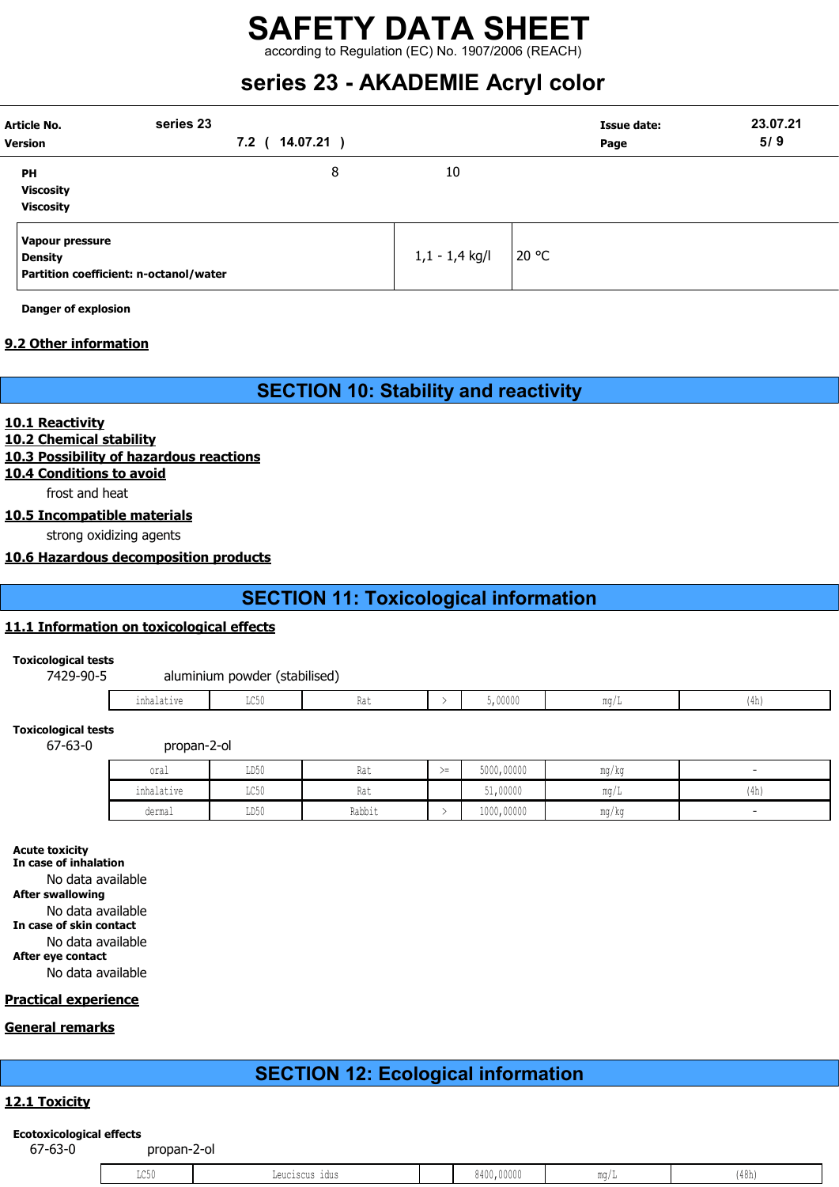| | | |
|---|---|---|
| **PH** | 8 | 10 |
| **Viscosity** | | |
| **Viscosity** | | |

| | | |
|---|---|---|
| **Vapour pressure**<br>**Density**<br>**Partition coefficient: n-octanol/water** | 1,1 - 1,4 kg/l | 20 °C |

**Danger of explosion**

**9.2 Other information**

# SECTION 10: Stability and reactivity

**10.1 Reactivity**

**10.2 Chemical stability**

**10.3 Possibility of hazardous reactions**

**10.4 Conditions to avoid**

frost and heat

**10.5 Incompatible materials**

strong oxidizing agents

**10.6 Hazardous decomposition products**

# SECTION 11: Toxicological information

**11.1 Information on toxicological effects**

**Toxicological tests**

7429-90-5 aluminium powder (stabilised)

| | | | | | | |
|---|---|---|---|---|---|---|
| inhalative | LC50 | Rat | > | 5,00000 | mg/L | (4h) |

**Toxicological tests**

67-63-0 propan-2-ol

| | | | | | | |
|---|---|---|---|---|---|---|
| oral | LD50 | Rat | >= | 5000,00000 | mg/kg | - |
| inhalative | LC50 | Rat | | 51,00000 | mg/L | (4h) |
| dermal | LD50 | Rabbit | > | 1000,00000 | mg/kg | - |

**Acute toxicity**

**In case of inhalation**

No data available

**After swallowing**

No data available

**In case of skin contact**

No data available

**After eye contact**

No data available

**Practical experience**

**General remarks**

# SECTION 12: Ecological information

**12.1 Toxicity**

**Ecotoxicological effects**

67-63-0 propan-2-ol

| | | | | | |
|---|---|---|---|---|---|
| LC50 | Leuciscus idus | | 8400,00000 | mg/L | (48h) |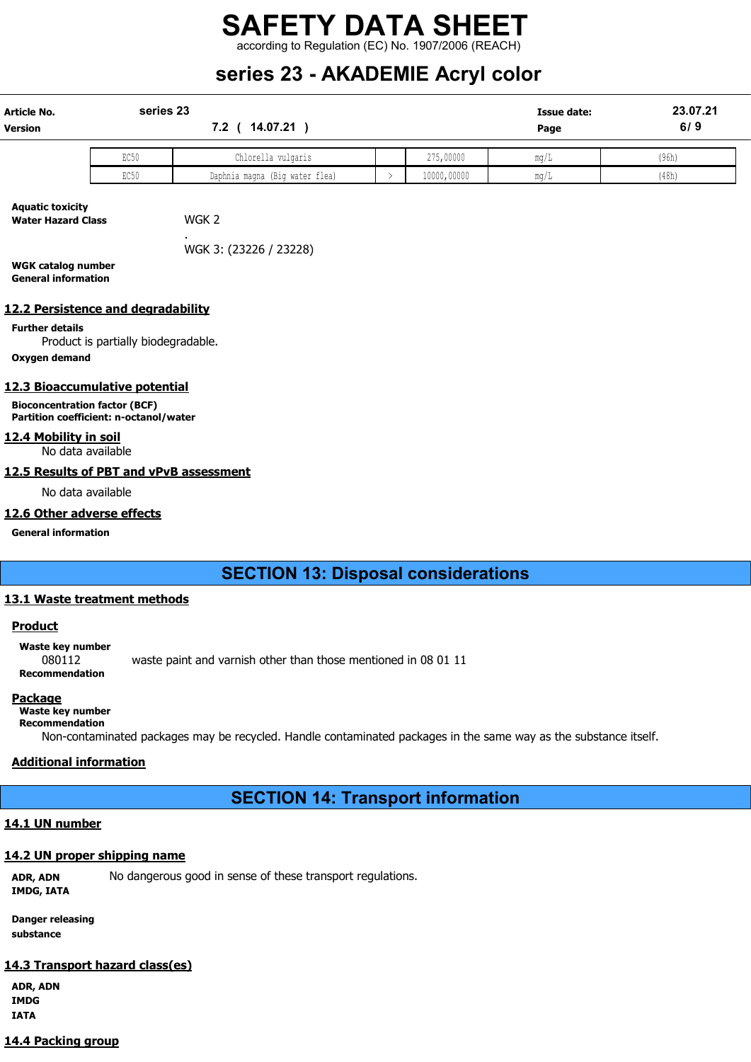| EC50 | Chlorella vulgaris | | 275,00000 | mg/L | (96h) |
|---|---|---|---|---|---|
| EC50 | Daphnia magna (Big water flea) | > | 10000,00000 | mg/L | (48h) |

**Aquatic toxicity**

**Water Hazard Class** WGK 2

.

WGK 3: (23226 / 23228)

**WGK catalog number**

**General information**

## 12.2 Persistence and degradability

**Further details**

Product is partially biodegradable.

**Oxygen demand**

## 12.3 Bioaccumulative potential

**Bioconcentration factor (BCF)**

**Partition coefficient: n-octanol/water**

## 12.4 Mobility in soil

No data available

## 12.5 Results of PBT and vPvB assessment

No data available

## 12.6 Other adverse effects

**General information**

# SECTION 13: Disposal considerations

## 13.1 Waste treatment methods

### Product

**Waste key number**

080112 waste paint and varnish other than those mentioned in 08 01 11

**Recommendation**

### Package

**Waste key number**

**Recommendation**

Non-contaminated packages may be recycled. Handle contaminated packages in the same way as the substance itself.

### Additional information

# SECTION 14: Transport information

## 14.1 UN number

## 14.2 UN proper shipping name

**ADR, ADN** No dangerous good in sense of these transport regulations.

**IMDG, IATA**

**Danger releasing substance**

## 14.3 Transport hazard class(es)

**ADR, ADN**

**IMDG**

**IATA**

## 14.4 Packing group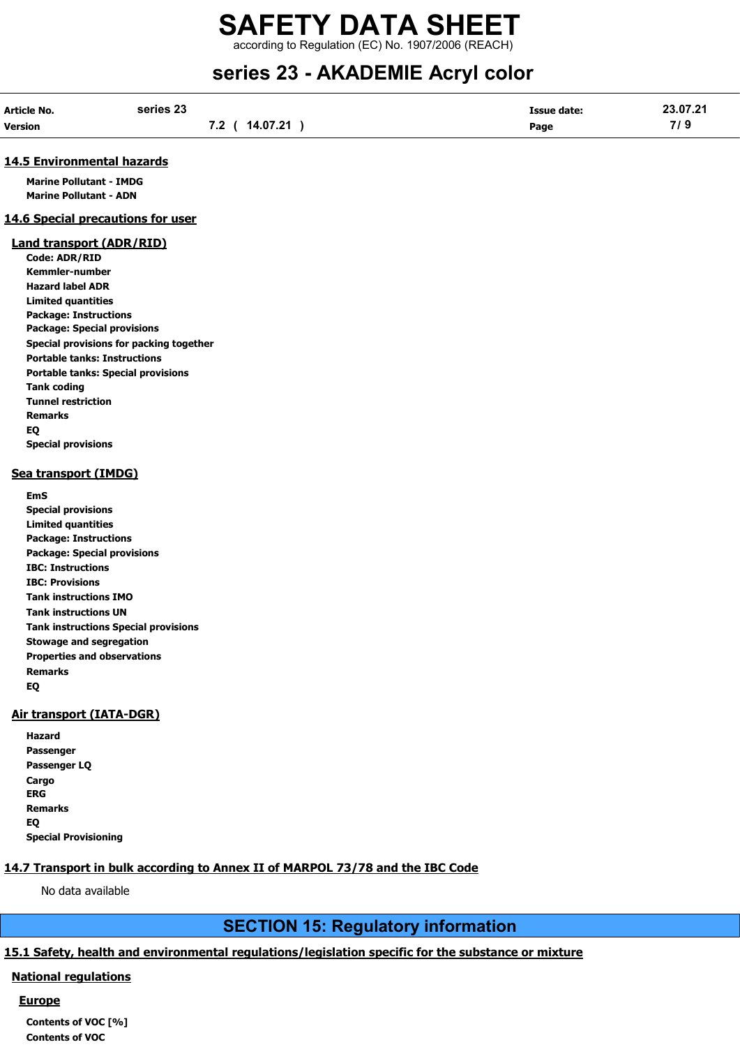## 14.5 Environmental hazards

**Marine Pollutant - IMDG**
**Marine Pollutant - ADN**

## 14.6 Special precautions for user

### Land transport (ADR/RID)

**Code: ADR/RID**
**Kemmler-number**
**Hazard label ADR**
**Limited quantities**
**Package: Instructions**
**Package: Special provisions**
**Special provisions for packing together**
**Portable tanks: Instructions**
**Portable tanks: Special provisions**
**Tank coding**
**Tunnel restriction**
**Remarks**
**EQ**
**Special provisions**

### Sea transport (IMDG)

**EmS**
**Special provisions**
**Limited quantities**
**Package: Instructions**
**Package: Special provisions**
**IBC: Instructions**
**IBC: Provisions**
**Tank instructions IMO**
**Tank instructions UN**
**Tank instructions Special provisions**
**Stowage and segregation**
**Properties and observations**
**Remarks**
**EQ**

### Air transport (IATA-DGR)

**Hazard**
**Passenger**
**Passenger LQ**
**Cargo**
**ERG**
**Remarks**
**EQ**
**Special Provisioning**

## 14.7 Transport in bulk according to Annex II of MARPOL 73/78 and the IBC Code

No data available

# SECTION 15: Regulatory information

## 15.1 Safety, health and environmental regulations/legislation specific for the substance or mixture

### National regulations

#### Europe

**Contents of VOC [%]**
**Contents of VOC**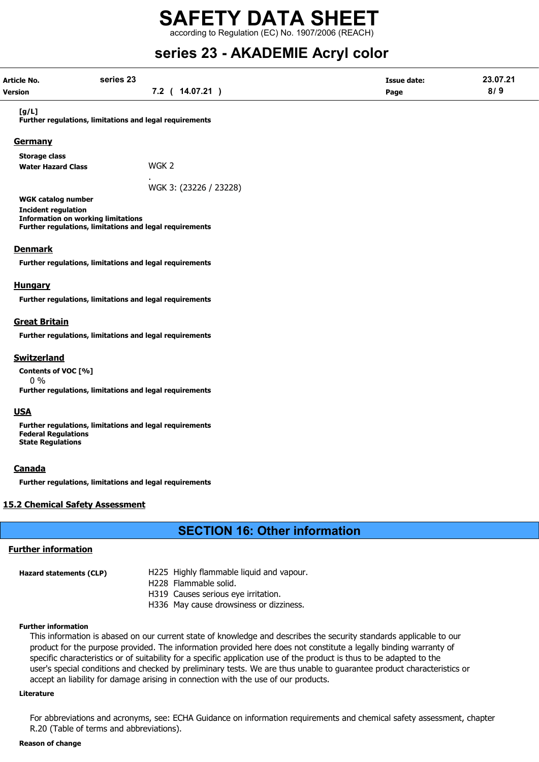**[g/L]**

**Further regulations, limitations and legal requirements**

## Germany

**Storage class**

**Water Hazard Class** WGK 2

.

WGK 3: (23226 / 23228)

**WGK catalog number**

**Incident regulation**

**Information on working limitations**

**Further regulations, limitations and legal requirements**

## Denmark

**Further regulations, limitations and legal requirements**

## Hungary

**Further regulations, limitations and legal requirements**

## Great Britain

**Further regulations, limitations and legal requirements**

## Switzerland

**Contents of VOC [%]**

0 %

**Further regulations, limitations and legal requirements**

## USA

**Further regulations, limitations and legal requirements**

**Federal Regulations**

**State Regulations**

## Canada

**Further regulations, limitations and legal requirements**

## 15.2 Chemical Safety Assessment

# SECTION 16: Other information

## Further information

**Hazard statements (CLP)**

H225 Highly flammable liquid and vapour.
H228 Flammable solid.
H319 Causes serious eye irritation.
H336 May cause drowsiness or dizziness.

**Further information**

This information is abased on our current state of knowledge and describes the security standards applicable to our product for the purpose provided. The information provided here does not constitute a legally binding warranty of specific characteristics or of suitability for a specific application use of the product is thus to be adapted to the user's special conditions and checked by preliminary tests. We are thus unable to guarantee product characteristics or accept an liability for damage arising in connection with the use of our products.

**Literature**

For abbreviations and acronyms, see: ECHA Guidance on information requirements and chemical safety assessment, chapter R.20 (Table of terms and abbreviations).

**Reason of change**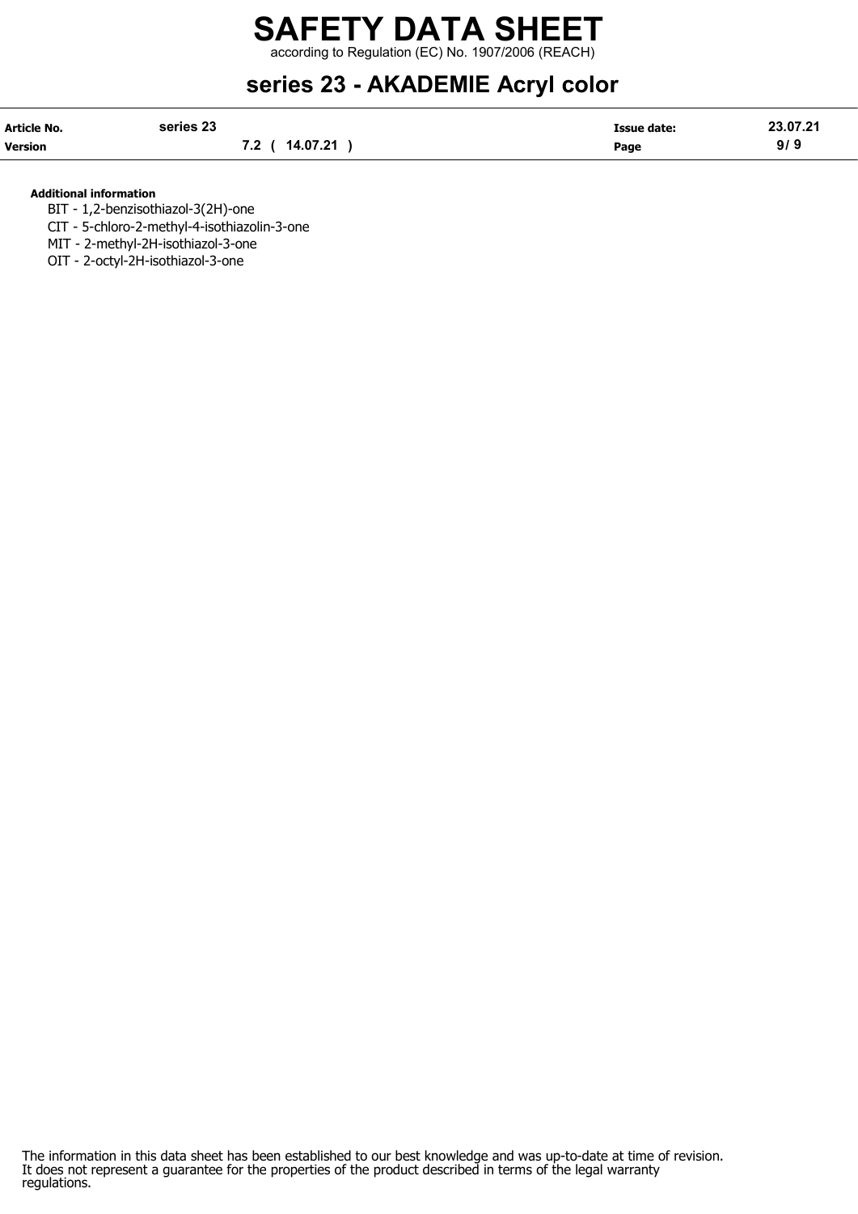**Additional information**

BIT - 1,2-benzisothiazol-3(2H)-one

CIT - 5-chloro-2-methyl-4-isothiazolin-3-one

MIT - 2-methyl-2H-isothiazol-3-one

OIT - 2-octyl-2H-isothiazol-3-one

The information in this data sheet has been established to our best knowledge and was up-to-date at time of revision. It does not represent a guarantee for the properties of the product described in terms of the legal warranty regulations.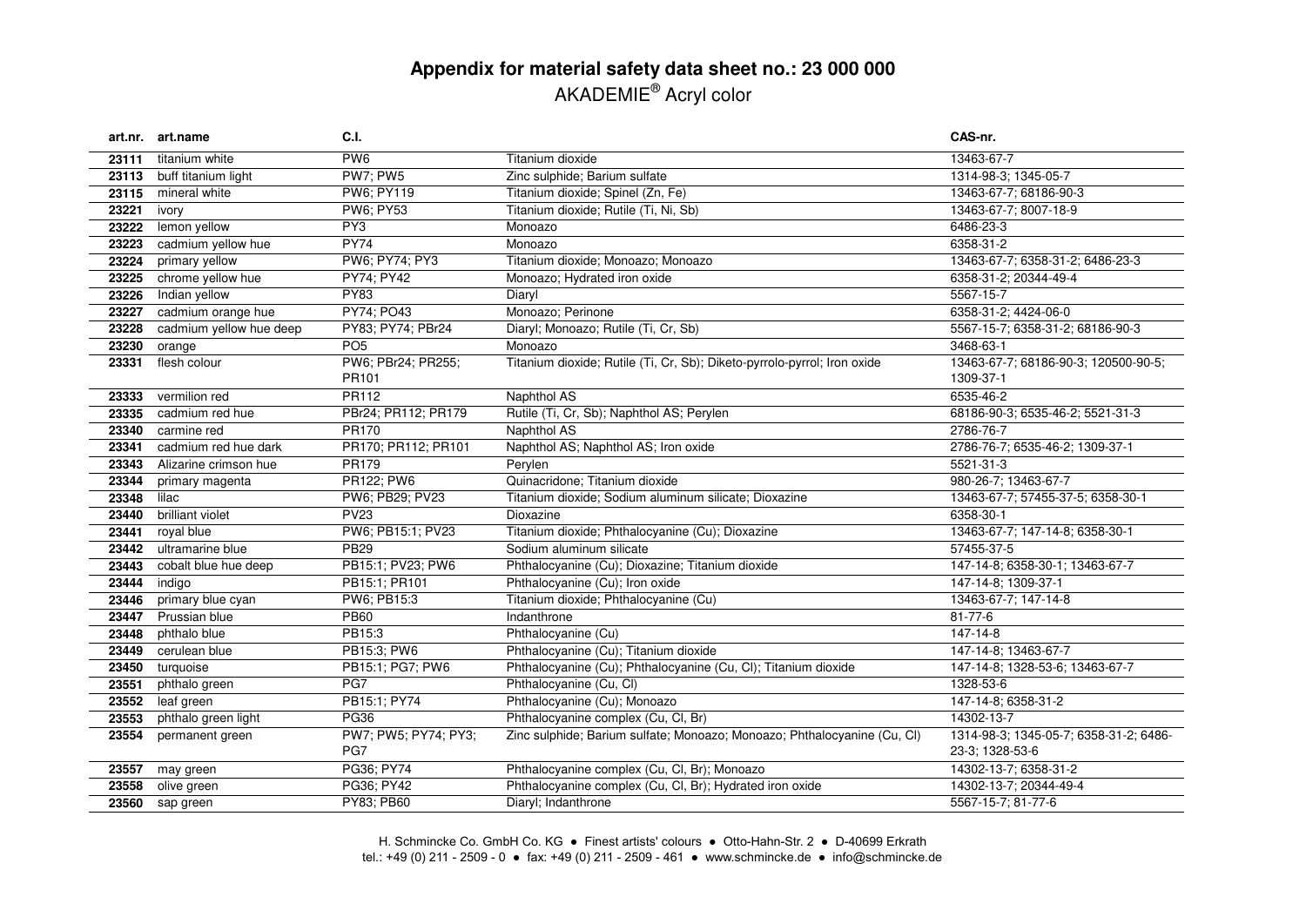# Appendix for material safety data sheet no.: 23 000 000

AKADEMIE® Acryl color

| art.nr. | art.name | C.I. | | CAS-nr. |
|---|---|---|---|---|
| **23111** | titanium white | PW6 | Titanium dioxide | 13463-67-7 |
| **23113** | buff titanium light | PW7; PW5 | Zinc sulphide; Barium sulfate | 1314-98-3; 1345-05-7 |
| **23115** | mineral white | PW6; PY119 | Titanium dioxide; Spinel (Zn, Fe) | 13463-67-7; 68186-90-3 |
| **23221** | ivory | PW6; PY53 | Titanium dioxide; Rutile (Ti, Ni, Sb) | 13463-67-7; 8007-18-9 |
| **23222** | lemon yellow | PY3 | Monoazo | 6486-23-3 |
| **23223** | cadmium yellow hue | PY74 | Monoazo | 6358-31-2 |
| **23224** | primary yellow | PW6; PY74; PY3 | Titanium dioxide; Monoazo; Monoazo | 13463-67-7; 6358-31-2; 6486-23-3 |
| **23225** | chrome yellow hue | PY74; PY42 | Monoazo; Hydrated iron oxide | 6358-31-2; 20344-49-4 |
| **23226** | Indian yellow | PY83 | Diaryl | 5567-15-7 |
| **23227** | cadmium orange hue | PY74; PO43 | Monoazo; Perinone | 6358-31-2; 4424-06-0 |
| **23228** | cadmium yellow hue deep | PY83; PY74; PBr24 | Diaryl; Monoazo; Rutile (Ti, Cr, Sb) | 5567-15-7; 6358-31-2; 68186-90-3 |
| **23230** | orange | PO5 | Monoazo | 3468-63-1 |
| **23331** | flesh colour | PW6; PBr24; PR255; PR101 | Titanium dioxide; Rutile (Ti, Cr, Sb); Diketo-pyrrolo-pyrrol; Iron oxide | 13463-67-7; 68186-90-3; 120500-90-5; 1309-37-1 |
| **23333** | vermilion red | PR112 | Naphthol AS | 6535-46-2 |
| **23335** | cadmium red hue | PBr24; PR112; PR179 | Rutile (Ti, Cr, Sb); Naphthol AS; Perylen | 68186-90-3; 6535-46-2; 5521-31-3 |
| **23340** | carmine red | PR170 | Naphthol AS | 2786-76-7 |
| **23341** | cadmium red hue dark | PR170; PR112; PR101 | Naphthol AS; Naphthol AS; Iron oxide | 2786-76-7; 6535-46-2; 1309-37-1 |
| **23343** | Alizarine crimson hue | PR179 | Perylen | 5521-31-3 |
| **23344** | primary magenta | PR122; PW6 | Quinacridone; Titanium dioxide | 980-26-7; 13463-67-7 |
| **23348** | lilac | PW6; PB29; PV23 | Titanium dioxide; Sodium aluminum silicate; Dioxazine | 13463-67-7; 57455-37-5; 6358-30-1 |
| **23440** | brilliant violet | PV23 | Dioxazine | 6358-30-1 |
| **23441** | royal blue | PW6; PB15:1; PV23 | Titanium dioxide; Phthalocyanine (Cu); Dioxazine | 13463-67-7; 147-14-8; 6358-30-1 |
| **23442** | ultramarine blue | PB29 | Sodium aluminum silicate | 57455-37-5 |
| **23443** | cobalt blue hue deep | PB15:1; PV23; PW6 | Phthalocyanine (Cu); Dioxazine; Titanium dioxide | 147-14-8; 6358-30-1; 13463-67-7 |
| **23444** | indigo | PB15:1; PR101 | Phthalocyanine (Cu); Iron oxide | 147-14-8; 1309-37-1 |
| **23446** | primary blue cyan | PW6; PB15:3 | Titanium dioxide; Phthalocyanine (Cu) | 13463-67-7; 147-14-8 |
| **23447** | Prussian blue | PB60 | Indanthrone | 81-77-6 |
| **23448** | phthalo blue | PB15:3 | Phthalocyanine (Cu) | 147-14-8 |
| **23449** | cerulean blue | PB15:3; PW6 | Phthalocyanine (Cu); Titanium dioxide | 147-14-8; 13463-67-7 |
| **23450** | turquoise | PB15:1; PG7; PW6 | Phthalocyanine (Cu); Phthalocyanine (Cu, Cl); Titanium dioxide | 147-14-8; 1328-53-6; 13463-67-7 |
| **23551** | phthalo green | PG7 | Phthalocyanine (Cu, Cl) | 1328-53-6 |
| **23552** | leaf green | PB15:1; PY74 | Phthalocyanine (Cu); Monoazo | 147-14-8; 6358-31-2 |
| **23553** | phthalo green light | PG36 | Phthalocyanine complex (Cu, Cl, Br) | 14302-13-7 |
| **23554** | permanent green | PW7; PW5; PY74; PY3; PG7 | Zinc sulphide; Barium sulfate; Monoazo; Monoazo; Phthalocyanine (Cu, Cl) | 1314-98-3; 1345-05-7; 6358-31-2; 6486-23-3; 1328-53-6 |
| **23557** | may green | PG36; PY74 | Phthalocyanine complex (Cu, Cl, Br); Monoazo | 14302-13-7; 6358-31-2 |
| **23558** | olive green | PG36; PY42 | Phthalocyanine complex (Cu, Cl, Br); Hydrated iron oxide | 14302-13-7; 20344-49-4 |
| **23560** | sap green | PY83; PB60 | Diaryl; Indanthrone | 5567-15-7; 81-77-6 |

H. Schmincke Co. GmbH Co. KG ● Finest artists' colours ● Otto-Hahn-Str. 2 ● D-40699 Erkrath
tel.: +49 (0) 211 - 2509 - 0 ● fax: +49 (0) 211 - 2509 - 461 ● www.schmincke.de ● info@schmincke.de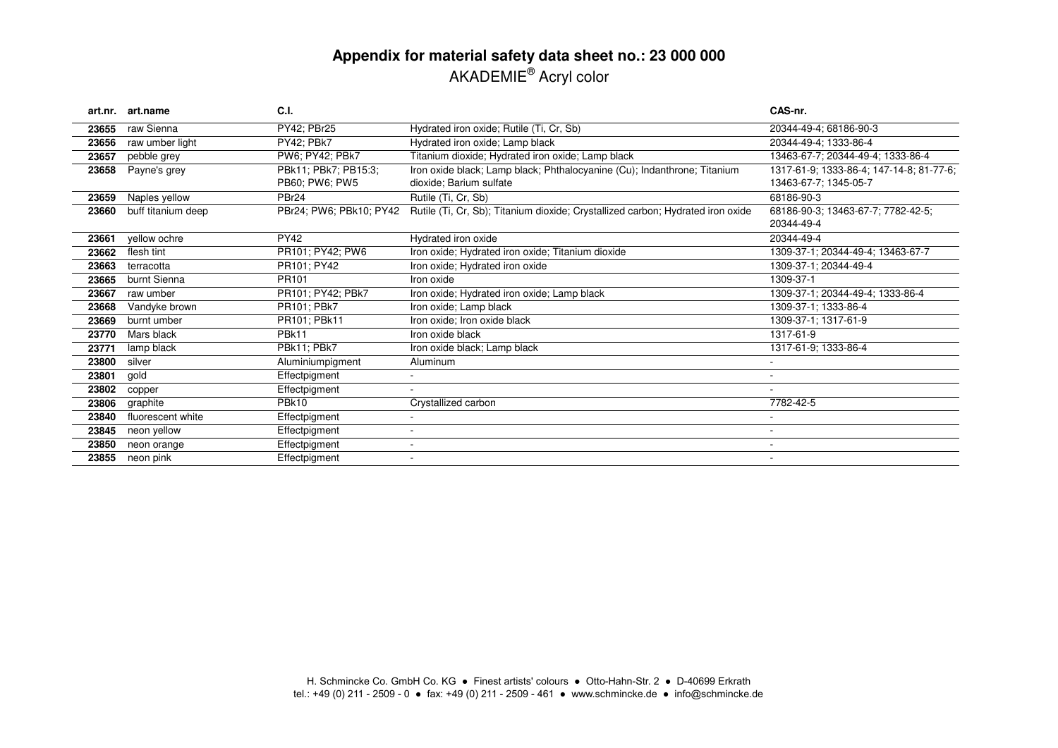# Appendix for material safety data sheet no.: 23 000 000

AKADEMIE® Acryl color

| art.nr. | art.name | C.I. | | CAS-nr. |
|---|---|---|---|---|
| **23655** | raw Sienna | PY42; PBr25 | Hydrated iron oxide; Rutile (Ti, Cr, Sb) | 20344-49-4; 68186-90-3 |
| **23656** | raw umber light | PY42; PBk7 | Hydrated iron oxide; Lamp black | 20344-49-4; 1333-86-4 |
| **23657** | pebble grey | PW6; PY42; PBk7 | Titanium dioxide; Hydrated iron oxide; Lamp black | 13463-67-7; 20344-49-4; 1333-86-4 |
| **23658** | Payne's grey | PBk11; PBk7; PB15:3; PB60; PW6; PW5 | Iron oxide black; Lamp black; Phthalocyanine (Cu); Indanthrone; Titanium dioxide; Barium sulfate | 1317-61-9; 1333-86-4; 147-14-8; 81-77-6; 13463-67-7; 1345-05-7 |
| **23659** | Naples yellow | PBr24 | Rutile (Ti, Cr, Sb) | 68186-90-3 |
| **23660** | buff titanium deep | PBr24; PW6; PBk10; PY42 | Rutile (Ti, Cr, Sb); Titanium dioxide; Crystallized carbon; Hydrated iron oxide | 68186-90-3; 13463-67-7; 7782-42-5; 20344-49-4 |
| **23661** | yellow ochre | PY42 | Hydrated iron oxide | 20344-49-4 |
| **23662** | flesh tint | PR101; PY42; PW6 | Iron oxide; Hydrated iron oxide; Titanium dioxide | 1309-37-1; 20344-49-4; 13463-67-7 |
| **23663** | terracotta | PR101; PY42 | Iron oxide; Hydrated iron oxide | 1309-37-1; 20344-49-4 |
| **23665** | burnt Sienna | PR101 | Iron oxide | 1309-37-1 |
| **23667** | raw umber | PR101; PY42; PBk7 | Iron oxide; Hydrated iron oxide; Lamp black | 1309-37-1; 20344-49-4; 1333-86-4 |
| **23668** | Vandyke brown | PR101; PBk7 | Iron oxide; Lamp black | 1309-37-1; 1333-86-4 |
| **23669** | burnt umber | PR101; PBk11 | Iron oxide; Iron oxide black | 1309-37-1; 1317-61-9 |
| **23770** | Mars black | PBk11 | Iron oxide black | 1317-61-9 |
| **23771** | lamp black | PBk11; PBk7 | Iron oxide black; Lamp black | 1317-61-9; 1333-86-4 |
| **23800** | silver | Aluminiumpigment | Aluminum | - |
| **23801** | gold | Effectpigment | - | - |
| **23802** | copper | Effectpigment | - | - |
| **23806** | graphite | PBk10 | Crystallized carbon | 7782-42-5 |
| **23840** | fluorescent white | Effectpigment | - | - |
| **23845** | neon yellow | Effectpigment | - | - |
| **23850** | neon orange | Effectpigment | - | - |
| **23855** | neon pink | Effectpigment | - | - |

H. Schmincke Co. GmbH Co. KG ● Finest artists' colours ● Otto-Hahn-Str. 2 ● D-40699 Erkrath
tel.: +49 (0) 211 - 2509 - 0 ● fax: +49 (0) 211 - 2509 - 461 ● www.schmincke.de ● info@schmincke.de